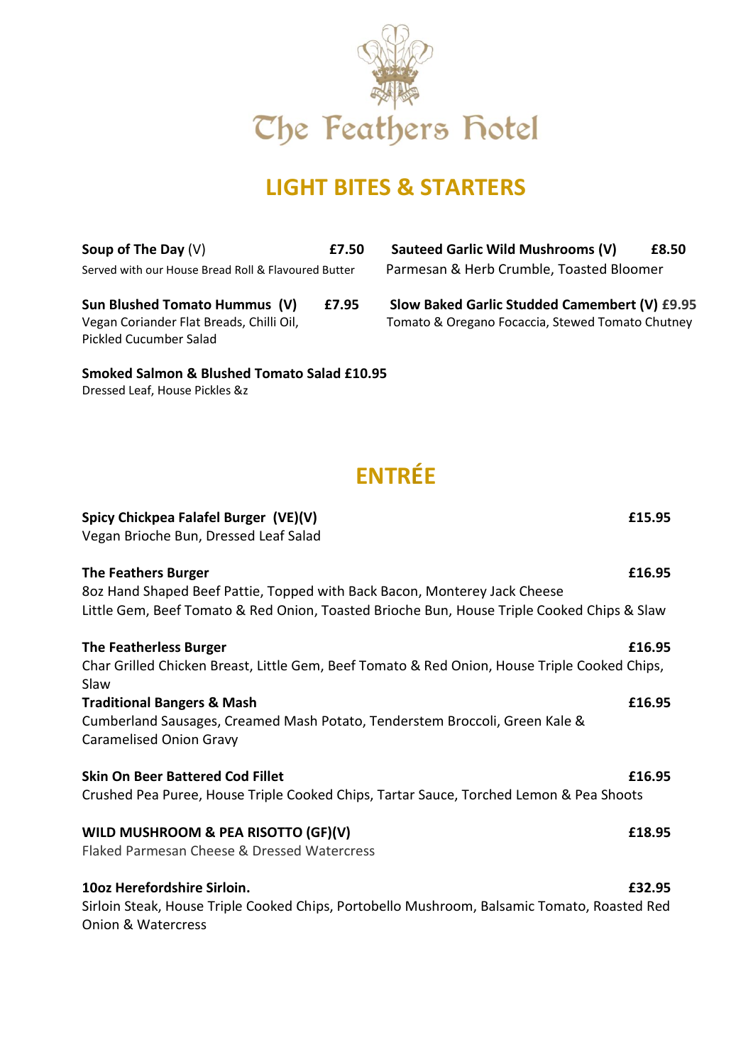# The Feathers Hotel

## LIGHT BITES & STARTERS

**Soup of The Day** (V) **£7.50**
Served with our House Bread Roll & Flavoured Butter

**Sauteed Garlic Wild Mushrooms (V)** **£8.50**
Parmesan & Herb Crumble, Toasted Bloomer

**Sun Blushed Tomato Hummus (V)** **£7.95**
Vegan Coriander Flat Breads, Chilli Oil, Pickled Cucumber Salad

**Slow Baked Garlic Studded Camembert (V) £9.95**
Tomato & Oregano Focaccia, Stewed Tomato Chutney

**Smoked Salmon & Blushed Tomato Salad £10.95**
Dressed Leaf, House Pickles &z

## ENTRÉE

**Spicy Chickpea Falafel Burger (VE)(V)** **£15.95**
Vegan Brioche Bun, Dressed Leaf Salad

**The Feathers Burger** **£16.95**
8oz Hand Shaped Beef Pattie, Topped with Back Bacon, Monterey Jack Cheese
Little Gem, Beef Tomato & Red Onion, Toasted Brioche Bun, House Triple Cooked Chips & Slaw

**The Featherless Burger** **£16.95**
Char Grilled Chicken Breast, Little Gem, Beef Tomato & Red Onion, House Triple Cooked Chips, Slaw

**Traditional Bangers & Mash** **£16.95**
Cumberland Sausages, Creamed Mash Potato, Tenderstem Broccoli, Green Kale & Caramelised Onion Gravy

**Skin On Beer Battered Cod Fillet** **£16.95**
Crushed Pea Puree, House Triple Cooked Chips, Tartar Sauce, Torched Lemon & Pea Shoots

**WILD MUSHROOM & PEA RISOTTO (GF)(V)** **£18.95**
Flaked Parmesan Cheese & Dressed Watercress

**10oz Herefordshire Sirloin.** **£32.95**
Sirloin Steak, House Triple Cooked Chips, Portobello Mushroom, Balsamic Tomato, Roasted Red Onion & Watercress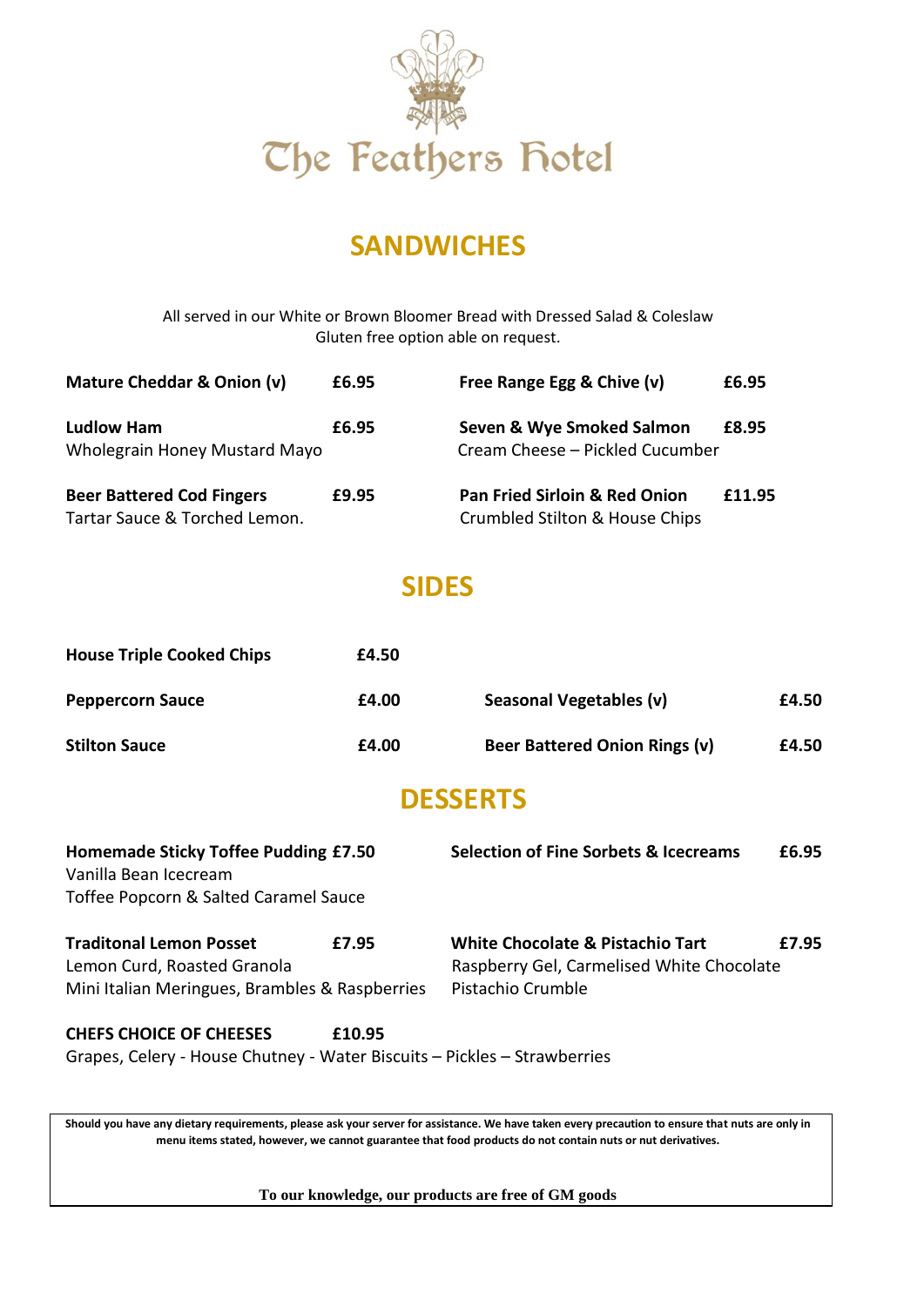# The Feathers Hotel

## SANDWICHES

All served in our White or Brown Bloomer Bread with Dressed Salad & Coleslaw
Gluten free option able on request.

**Mature Cheddar & Onion (v)** **£6.95**

**Free Range Egg & Chive (v)** **£6.95**

**Ludlow Ham** **£6.95**
Wholegrain Honey Mustard Mayo

**Seven & Wye Smoked Salmon** **£8.95**
Cream Cheese – Pickled Cucumber

**Beer Battered Cod Fingers** **£9.95**
Tartar Sauce & Torched Lemon.

**Pan Fried Sirloin & Red Onion** **£11.95**
Crumbled Stilton & House Chips

## SIDES

**House Triple Cooked Chips** **£4.50**

**Peppercorn Sauce** **£4.00**

**Seasonal Vegetables (v)** **£4.50**

**Stilton Sauce** **£4.00**

**Beer Battered Onion Rings (v)** **£4.50**

## DESSERTS

**Homemade Sticky Toffee Pudding £7.50**
Vanilla Bean Icecream
Toffee Popcorn & Salted Caramel Sauce

**Selection of Fine Sorbets & Icecreams** **£6.95**

**Traditonal Lemon Posset** **£7.95**
Lemon Curd, Roasted Granola
Mini Italian Meringues, Brambles & Raspberries

**White Chocolate & Pistachio Tart** **£7.95**
Raspberry Gel, Carmelised White Chocolate
Pistachio Crumble

**CHEFS CHOICE OF CHEESES** **£10.95**
Grapes, Celery - House Chutney - Water Biscuits – Pickles – Strawberries

**Should you have any dietary requirements, please ask your server for assistance. We have taken every precaution to ensure that nuts are only in menu items stated, however, we cannot guarantee that food products do not contain nuts or nut derivatives.**

**To our knowledge, our products are free of GM goods**